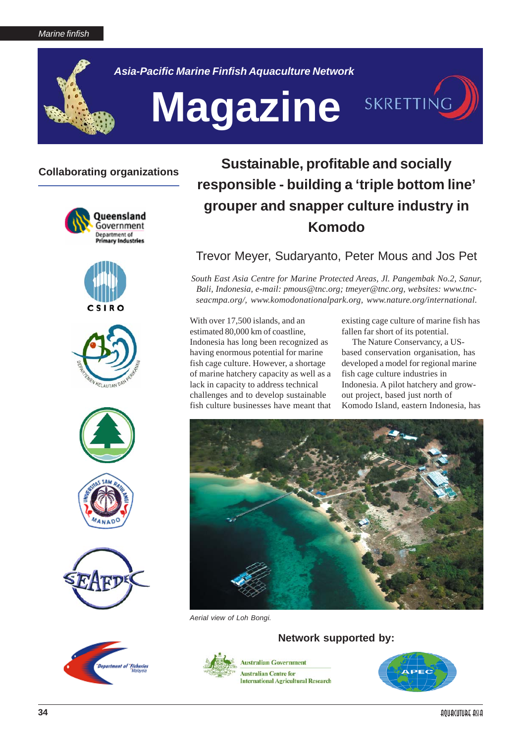Marine finfish

Asia-Pacific Marine Finfish Aquaculture Network

# Magazine

## Collaborating organizations

# Sustainable, profitable and socially responsible - building a 'triple bottom line' grouper and snapper culture industry in Komodo

Trevor Meyer, Sudaryanto, Peter Mous and Jos Pet

*South East Asia Centre for Marine Protected Areas, Jl. Pangembak No.2, Sanur, Bali, Indonesia, e-mail: pmous@tnc.org; tmeyer@tnc.org, websites: www.tnc-seacmpa.org/, www.komodonationalpark.org, www.nature.org/international.*

With over 17,500 islands, and an estimated 80,000 km of coastline, Indonesia has long been recognized as having enormous potential for marine fish cage culture. However, a shortage of marine hatchery capacity as well as a lack in capacity to address technical challenges and to develop sustainable fish culture businesses have meant that existing cage culture of marine fish has fallen far short of its potential.

The Nature Conservancy, a US-based conservation organisation, has developed a model for regional marine fish cage culture industries in Indonesia. A pilot hatchery and grow-out project, based just north of Komodo Island, eastern Indonesia, has

*Aerial view of Loh Bongi.*

**Network supported by:**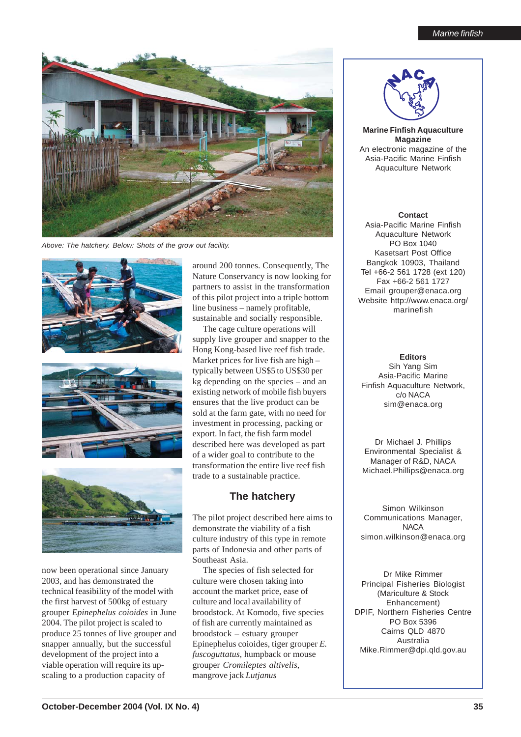Above: The hatchery. Below: Shots of the grow out facility.

now been operational since January 2003, and has demonstrated the technical feasibility of the model with the first harvest of 500kg of estuary grouper *Epinephelus coioides* in June 2004. The pilot project is scaled to produce 25 tonnes of live grouper and snapper annually, but the successful development of the project into a viable operation will require its up-scaling to a production capacity of around 200 tonnes. Consequently, The Nature Conservancy is now looking for partners to assist in the transformation of this pilot project into a triple bottom line business – namely profitable, sustainable and socially responsible.

The cage culture operations will supply live grouper and snapper to the Hong Kong-based live reef fish trade. Market prices for live fish are high – typically between US$5 to US$30 per kg depending on the species – and an existing network of mobile fish buyers ensures that the live product can be sold at the farm gate, with no need for investment in processing, packing or export. In fact, the fish farm model described here was developed as part of a wider goal to contribute to the transformation the entire live reef fish trade to a sustainable practice.

## The hatchery

The pilot project described here aims to demonstrate the viability of a fish culture industry of this type in remote parts of Indonesia and other parts of Southeast Asia.

The species of fish selected for culture were chosen taking into account the market price, ease of culture and local availability of broodstock. At Komodo, five species of fish are currently maintained as broodstock – estuary grouper Epinephelus coioides, tiger grouper *E. fuscoguttatus*, humpback or mouse grouper *Cromileptes altivelis*, mangrove jack *Lutjanus*

---

**Marine Finfish Aquaculture Magazine**
An electronic magazine of the Asia-Pacific Marine Finfish Aquaculture Network

**Contact**
Asia-Pacific Marine Finfish Aquaculture Network
PO Box 1040
Kasetsart Post Office
Bangkok 10903, Thailand
Tel +66-2 561 1728 (ext 120)
Fax +66-2 561 1727
Email grouper@enaca.org
Website http://www.enaca.org/marinefish

**Editors**
Sih Yang Sim
Asia-Pacific Marine Finfish Aquaculture Network, c/o NACA
sim@enaca.org

Dr Michael J. Phillips
Environmental Specialist & Manager of R&D, NACA
Michael.Phillips@enaca.org

Simon Wilkinson
Communications Manager, NACA
simon.wilkinson@enaca.org

Dr Mike Rimmer
Principal Fisheries Biologist (Mariculture & Stock Enhancement)
DPIF, Northern Fisheries Centre
PO Box 5396
Cairns QLD 4870
Australia
Mike.Rimmer@dpi.qld.gov.au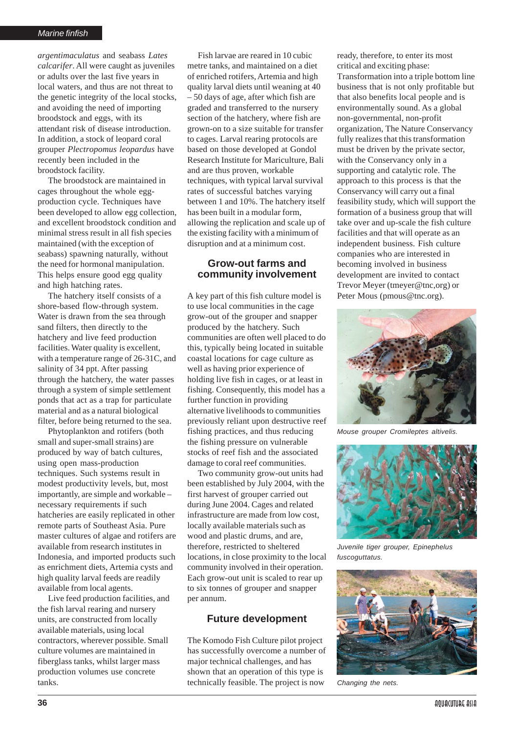*argentimaculatus* and seabass *Lates calcarifer*. All were caught as juveniles or adults over the last five years in local waters, and thus are not threat to the genetic integrity of the local stocks, and avoiding the need of importing broodstock and eggs, with its attendant risk of disease introduction. In addition, a stock of leopard coral grouper *Plectropomus leopardus* have recently been included in the broodstock facility.

The broodstock are maintained in cages throughout the whole egg-production cycle. Techniques have been developed to allow egg collection, and excellent broodstock condition and minimal stress result in all fish species maintained (with the exception of seabass) spawning naturally, without the need for hormonal manipulation. This helps ensure good egg quality and high hatching rates.

The hatchery itself consists of a shore-based flow-through system. Water is drawn from the sea through sand filters, then directly to the hatchery and live feed production facilities. Water quality is excellent, with a temperature range of 26-31C, and salinity of 34 ppt. After passing through the hatchery, the water passes through a system of simple settlement ponds that act as a trap for particulate material and as a natural biological filter, before being returned to the sea.

Phytoplankton and rotifers (both small and super-small strains) are produced by way of batch cultures, using open mass-production techniques. Such systems result in modest productivity levels, but, most importantly, are simple and workable – necessary requirements if such hatcheries are easily replicated in other remote parts of Southeast Asia. Pure master cultures of algae and rotifers are available from research institutes in Indonesia, and imported products such as enrichment diets, Artemia cysts and high quality larval feeds are readily available from local agents.

Live feed production facilities, and the fish larval rearing and nursery units, are constructed from locally available materials, using local contractors, wherever possible. Small culture volumes are maintained in fiberglass tanks, whilst larger mass production volumes use concrete tanks.

Fish larvae are reared in 10 cubic metre tanks, and maintained on a diet of enriched rotifers, Artemia and high quality larval diets until weaning at 40 – 50 days of age, after which fish are graded and transferred to the nursery section of the hatchery, where fish are grown-on to a size suitable for transfer to cages. Larval rearing protocols are based on those developed at Gondol Research Institute for Mariculture, Bali and are thus proven, workable techniques, with typical larval survival rates of successful batches varying between 1 and 10%. The hatchery itself has been built in a modular form, allowing the replication and scale up of the existing facility with a minimum of disruption and at a minimum cost.

## Grow-out farms and community involvement

A key part of this fish culture model is to use local communities in the cage grow-out of the grouper and snapper produced by the hatchery. Such communities are often well placed to do this, typically being located in suitable coastal locations for cage culture as well as having prior experience of holding live fish in cages, or at least in fishing. Consequently, this model has a further function in providing alternative livelihoods to communities previously reliant upon destructive reef fishing practices, and thus reducing the fishing pressure on vulnerable stocks of reef fish and the associated damage to coral reef communities.

Two community grow-out units had been established by July 2004, with the first harvest of grouper carried out during June 2004. Cages and related infrastructure are made from low cost, locally available materials such as wood and plastic drums, and are, therefore, restricted to sheltered locations, in close proximity to the local community involved in their operation. Each grow-out unit is scaled to rear up to six tonnes of grouper and snapper per annum.

## Future development

The Komodo Fish Culture pilot project has successfully overcome a number of major technical challenges, and has shown that an operation of this type is technically feasible. The project is now ready, therefore, to enter its most critical and exciting phase: Transformation into a triple bottom line business that is not only profitable but that also benefits local people and is environmentally sound. As a global non-governmental, non-profit organization, The Nature Conservancy fully realizes that this transformation must be driven by the private sector, with the Conservancy only in a supporting and catalytic role. The approach to this process is that the Conservancy will carry out a final feasibility study, which will support the formation of a business group that will take over and up-scale the fish culture facilities and that will operate as an independent business. Fish culture companies who are interested in becoming involved in business development are invited to contact Trevor Meyer (tmeyer@tnc,org) or Peter Mous (pmous@tnc.org).

Mouse grouper *Cromileptes altivelis.*

Juvenile tiger grouper, *Epinephelus fuscoguttatus.*

Changing the nets.